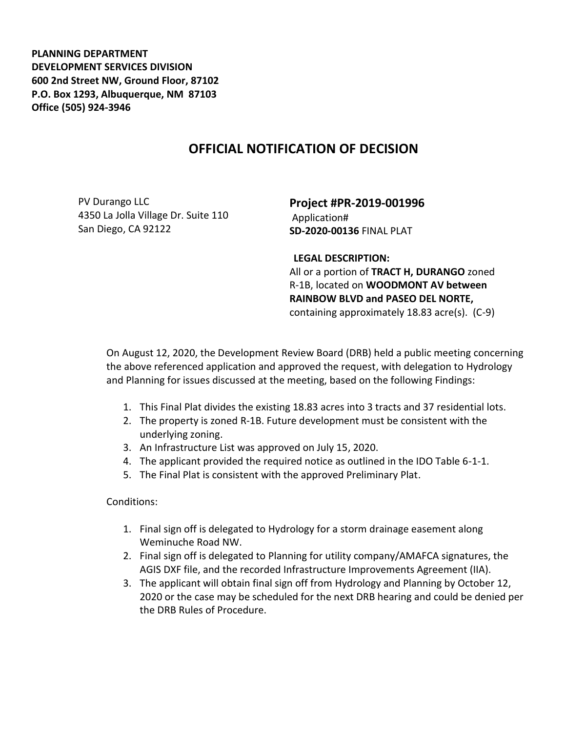**PLANNING DEPARTMENT**
**DEVELOPMENT SERVICES DIVISION**
**600 2nd Street NW, Ground Floor, 87102**
**P.O. Box 1293, Albuquerque, NM 87103**
**Office (505) 924-3946**

# OFFICIAL NOTIFICATION OF DECISION

PV Durango LLC
4350 La Jolla Village Dr. Suite 110
San Diego, CA 92122

**Project #PR-2019-001996**
Application#
**SD-2020-00136** FINAL PLAT

**LEGAL DESCRIPTION:**
All or a portion of **TRACT H, DURANGO** zoned R-1B, located on **WOODMONT AV between RAINBOW BLVD and PASEO DEL NORTE,** containing approximately 18.83 acre(s). (C-9)

On August 12, 2020, the Development Review Board (DRB) held a public meeting concerning the above referenced application and approved the request, with delegation to Hydrology and Planning for issues discussed at the meeting, based on the following Findings:

1. This Final Plat divides the existing 18.83 acres into 3 tracts and 37 residential lots.
2. The property is zoned R-1B. Future development must be consistent with the underlying zoning.
3. An Infrastructure List was approved on July 15, 2020.
4. The applicant provided the required notice as outlined in the IDO Table 6-1-1.
5. The Final Plat is consistent with the approved Preliminary Plat.

Conditions:

1. Final sign off is delegated to Hydrology for a storm drainage easement along Weminuche Road NW.
2. Final sign off is delegated to Planning for utility company/AMAFCA signatures, the AGIS DXF file, and the recorded Infrastructure Improvements Agreement (IIA).
3. The applicant will obtain final sign off from Hydrology and Planning by October 12, 2020 or the case may be scheduled for the next DRB hearing and could be denied per the DRB Rules of Procedure.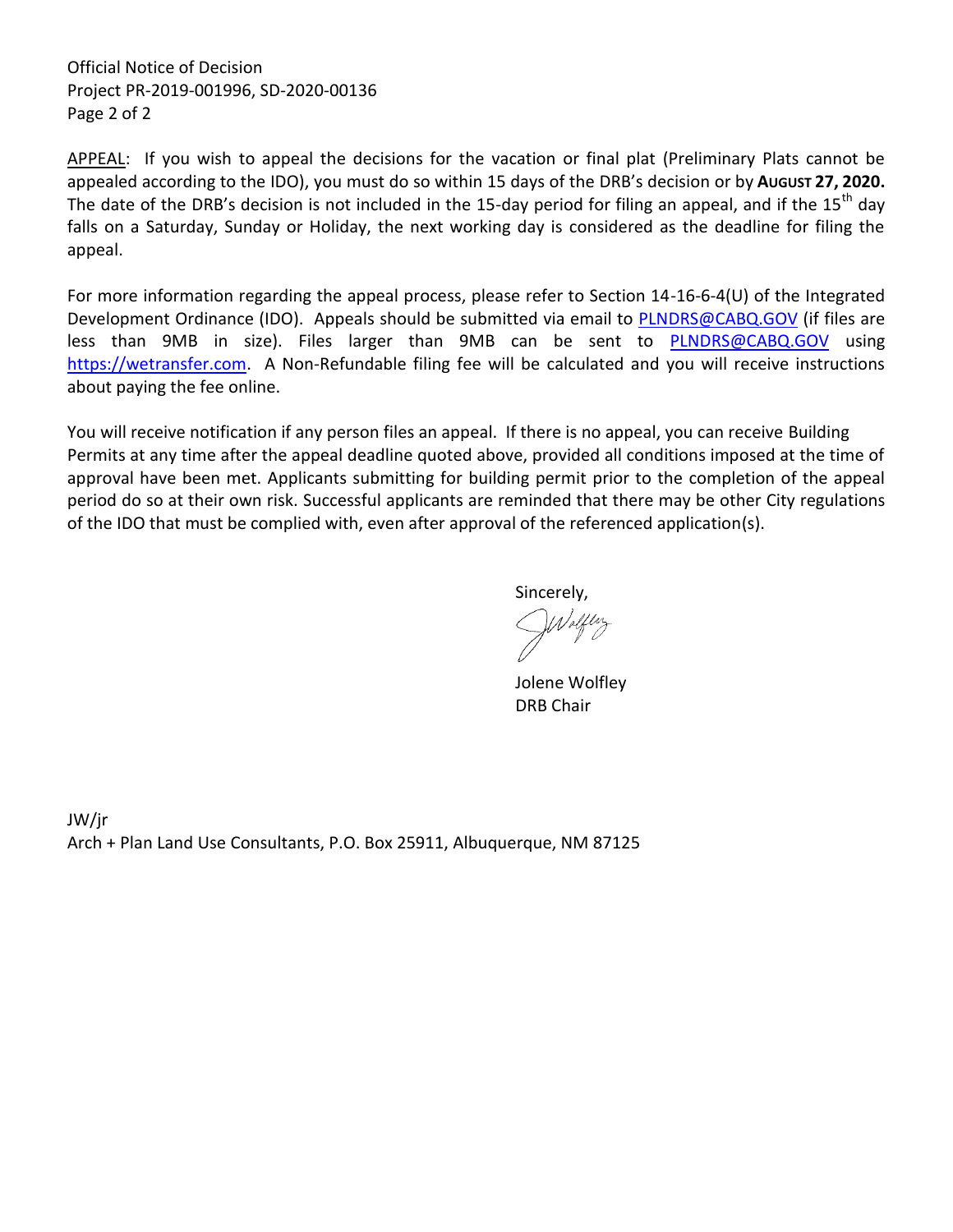Official Notice of Decision
Project PR-2019-001996, SD-2020-00136

APPEAL: If you wish to appeal the decisions for the vacation or final plat (Preliminary Plats cannot be appealed according to the IDO), you must do so within 15 days of the DRB's decision or by **AUGUST 27, 2020.** The date of the DRB's decision is not included in the 15-day period for filing an appeal, and if the 15th day falls on a Saturday, Sunday or Holiday, the next working day is considered as the deadline for filing the appeal.

For more information regarding the appeal process, please refer to Section 14-16-6-4(U) of the Integrated Development Ordinance (IDO). Appeals should be submitted via email to PLNDRS@CABQ.GOV (if files are less than 9MB in size). Files larger than 9MB can be sent to PLNDRS@CABQ.GOV using https://wetransfer.com. A Non-Refundable filing fee will be calculated and you will receive instructions about paying the fee online.

You will receive notification if any person files an appeal. If there is no appeal, you can receive Building Permits at any time after the appeal deadline quoted above, provided all conditions imposed at the time of approval have been met. Applicants submitting for building permit prior to the completion of the appeal period do so at their own risk. Successful applicants are reminded that there may be other City regulations of the IDO that must be complied with, even after approval of the referenced application(s).

Sincerely,

Jolene Wolfley
DRB Chair

JW/jr
Arch + Plan Land Use Consultants, P.O. Box 25911, Albuquerque, NM 87125